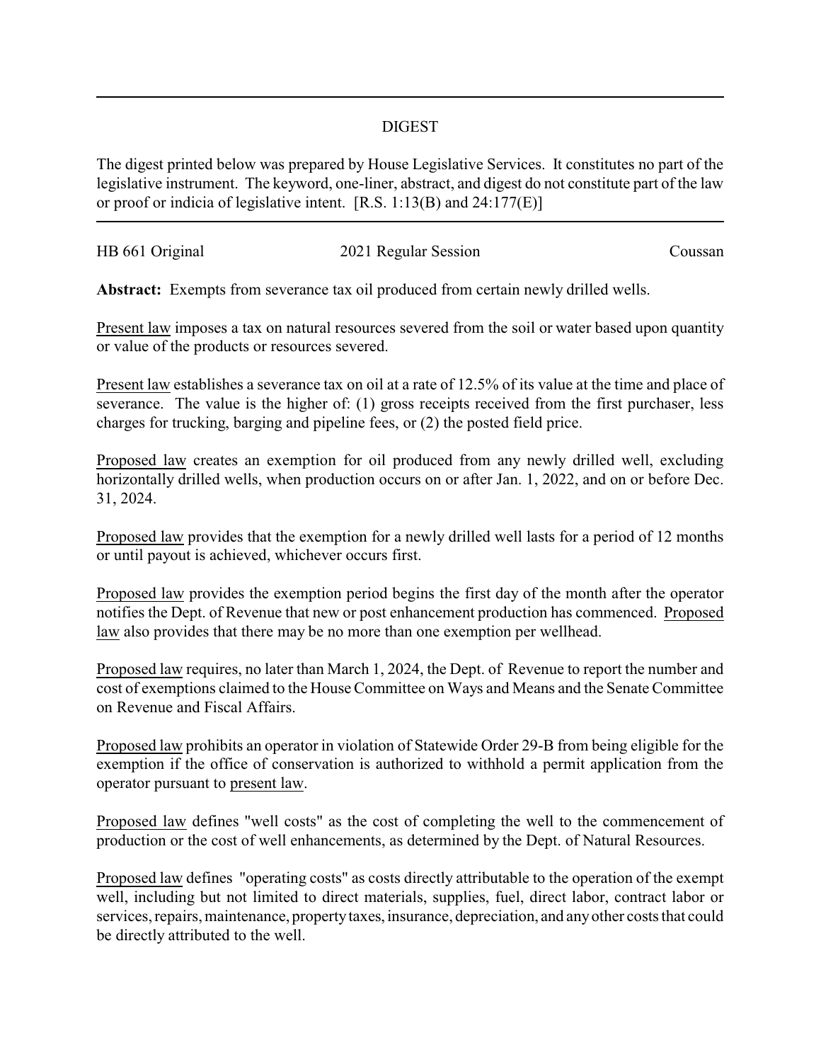## DIGEST

The digest printed below was prepared by House Legislative Services. It constitutes no part of the legislative instrument. The keyword, one-liner, abstract, and digest do not constitute part of the law or proof or indicia of legislative intent. [R.S. 1:13(B) and 24:177(E)]

---

HB 661 Original　　　　2021 Regular Session　　　　Coussan

**Abstract:** Exempts from severance tax oil produced from certain newly drilled wells.

Present law imposes a tax on natural resources severed from the soil or water based upon quantity or value of the products or resources severed.

Present law establishes a severance tax on oil at a rate of 12.5% of its value at the time and place of severance. The value is the higher of: (1) gross receipts received from the first purchaser, less charges for trucking, barging and pipeline fees, or (2) the posted field price.

Proposed law creates an exemption for oil produced from any newly drilled well, excluding horizontally drilled wells, when production occurs on or after Jan. 1, 2022, and on or before Dec. 31, 2024.

Proposed law provides that the exemption for a newly drilled well lasts for a period of 12 months or until payout is achieved, whichever occurs first.

Proposed law provides the exemption period begins the first day of the month after the operator notifies the Dept. of Revenue that new or post enhancement production has commenced. Proposed law also provides that there may be no more than one exemption per wellhead.

Proposed law requires, no later than March 1, 2024, the Dept. of Revenue to report the number and cost of exemptions claimed to the House Committee on Ways and Means and the Senate Committee on Revenue and Fiscal Affairs.

Proposed law prohibits an operator in violation of Statewide Order 29-B from being eligible for the exemption if the office of conservation is authorized to withhold a permit application from the operator pursuant to present law.

Proposed law defines "well costs" as the cost of completing the well to the commencement of production or the cost of well enhancements, as determined by the Dept. of Natural Resources.

Proposed law defines "operating costs" as costs directly attributable to the operation of the exempt well, including but not limited to direct materials, supplies, fuel, direct labor, contract labor or services, repairs, maintenance, property taxes, insurance, depreciation, and any other costs that could be directly attributed to the well.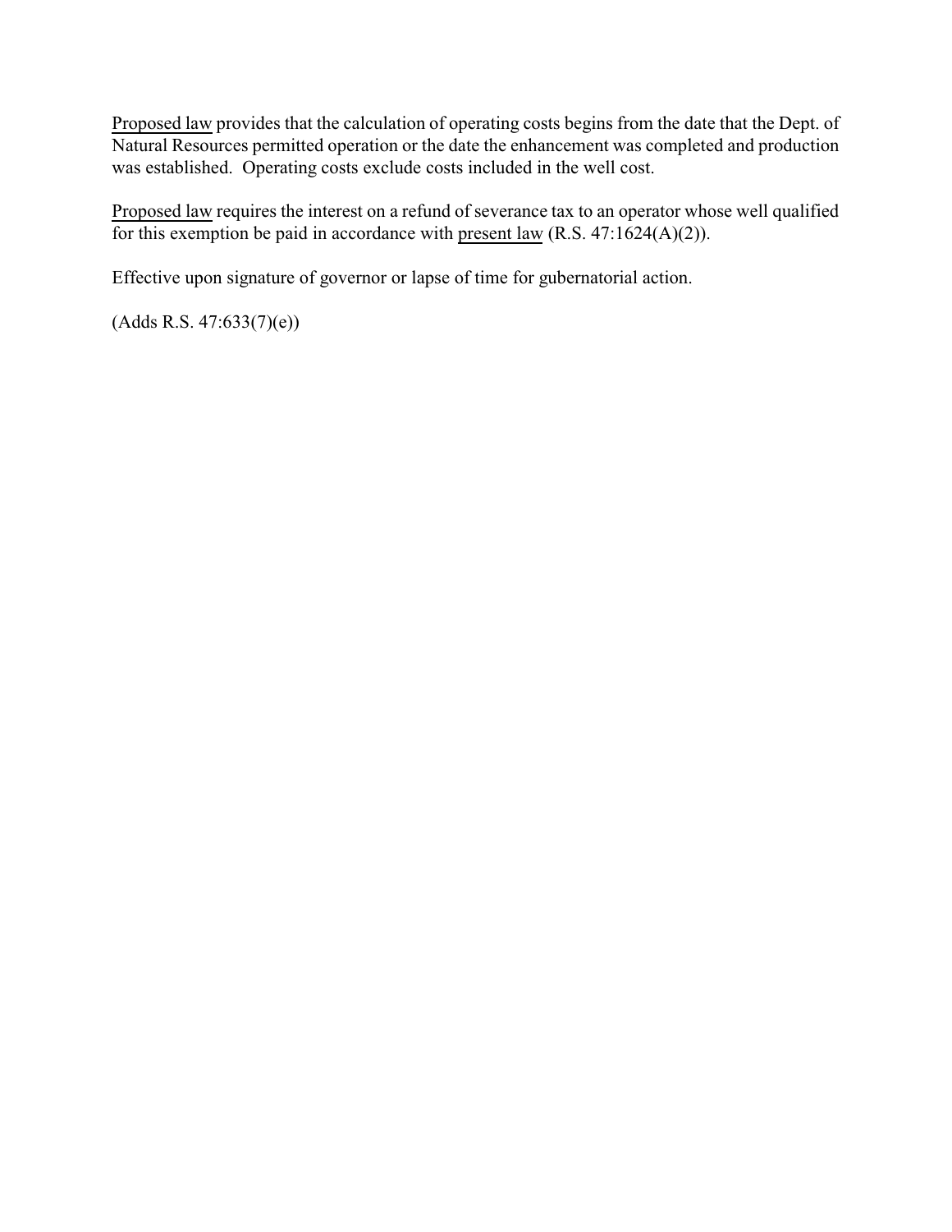Proposed law provides that the calculation of operating costs begins from the date that the Dept. of Natural Resources permitted operation or the date the enhancement was completed and production was established. Operating costs exclude costs included in the well cost.

Proposed law requires the interest on a refund of severance tax to an operator whose well qualified for this exemption be paid in accordance with present law (R.S. 47:1624(A)(2)).

Effective upon signature of governor or lapse of time for gubernatorial action.

(Adds R.S. 47:633(7)(e))